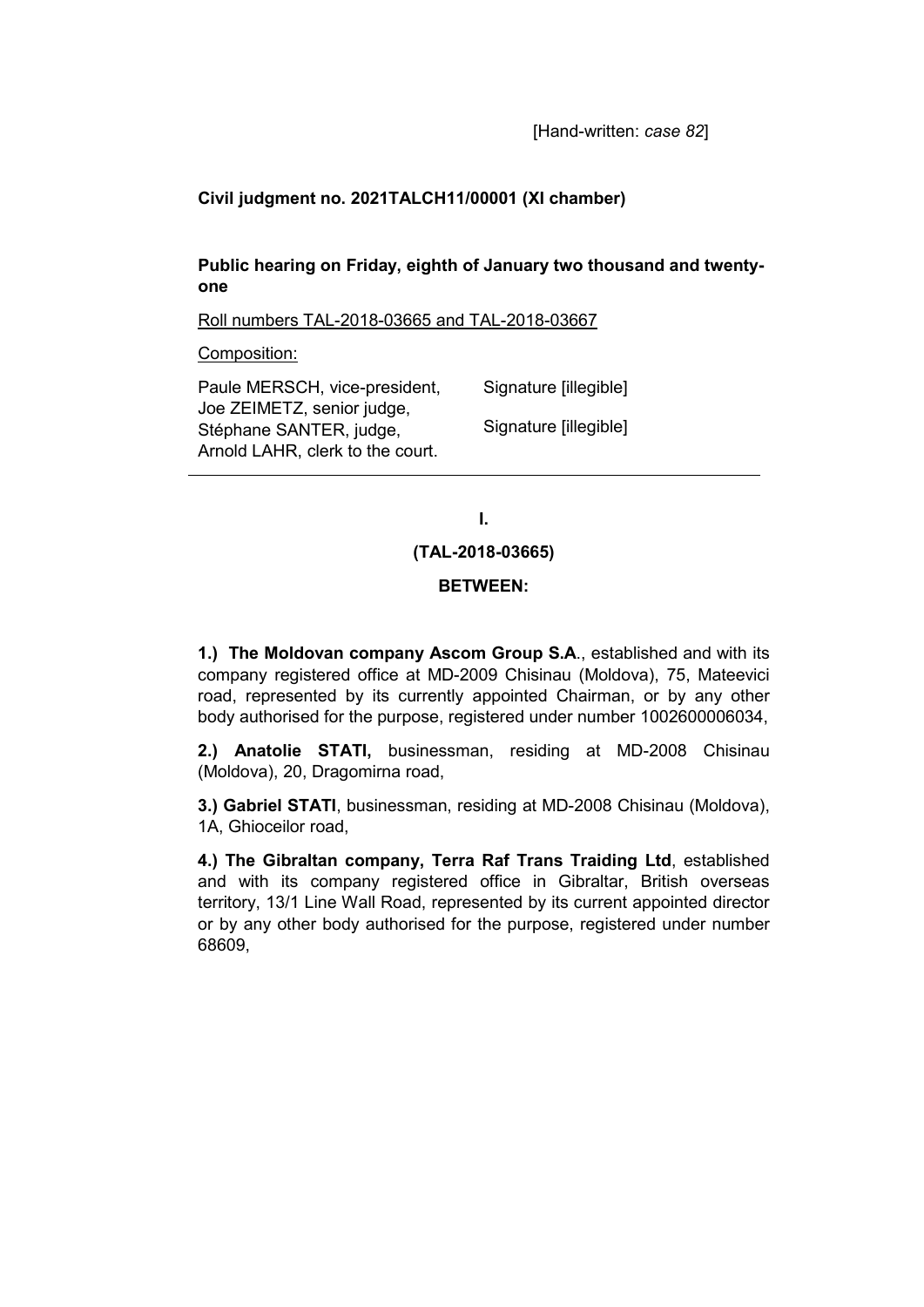[Hand-written: *case 82*]

**Civil judgment no. 2021TALCH11/00001 (XI chamber)**

**Public hearing on Friday, eighth of January two thousand and twenty-one**

Roll numbers TAL-2018-03665 and TAL-2018-03667

Composition:

| | |
|---|---|
| Paule MERSCH, vice-president, | Signature [illegible] |
| Joe ZEIMETZ, senior judge, | |
| Stéphane SANTER, judge, | Signature [illegible] |
| Arnold LAHR, clerk to the court. | |

---

**I.**

**(TAL-2018-03665)**

**BETWEEN:**

**1.) The Moldovan company Ascom Group S.A**., established and with its company registered office at MD-2009 Chisinau (Moldova), 75, Mateevici road, represented by its currently appointed Chairman, or by any other body authorised for the purpose, registered under number 1002600006034,

**2.) Anatolie STATI,** businessman, residing at MD-2008 Chisinau (Moldova), 20, Dragomirna road,

**3.) Gabriel STATI**, businessman, residing at MD-2008 Chisinau (Moldova), 1A, Ghioceilor road,

**4.) The Gibraltan company, Terra Raf Trans Traiding Ltd**, established and with its company registered office in Gibraltar, British overseas territory, 13/1 Line Wall Road, represented by its current appointed director or by any other body authorised for the purpose, registered under number 68609,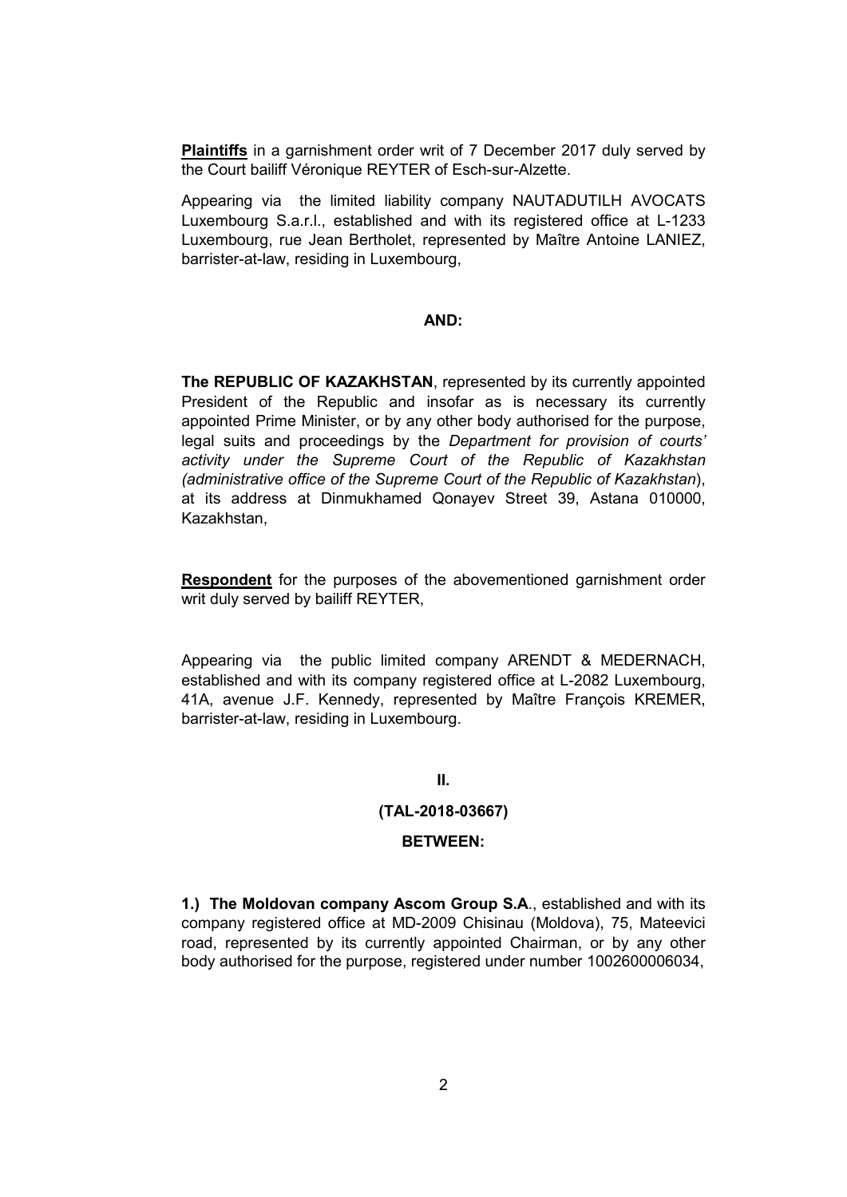**Plaintiffs** in a garnishment order writ of 7 December 2017 duly served by the Court bailiff Véronique REYTER of Esch-sur-Alzette.

Appearing via the limited liability company NAUTADUTILH AVOCATS Luxembourg S.a.r.l., established and with its registered office at L-1233 Luxembourg, rue Jean Bertholet, represented by Maître Antoine LANIEZ, barrister-at-law, residing in Luxembourg,

**AND:**

**The REPUBLIC OF KAZAKHSTAN**, represented by its currently appointed President of the Republic and insofar as is necessary its currently appointed Prime Minister, or by any other body authorised for the purpose, legal suits and proceedings by the *Department for provision of courts' activity under the Supreme Court of the Republic of Kazakhstan (administrative office of the Supreme Court of the Republic of Kazakhstan*), at its address at Dinmukhamed Qonayev Street 39, Astana 010000, Kazakhstan,

**Respondent** for the purposes of the abovementioned garnishment order writ duly served by bailiff REYTER,

Appearing via the public limited company ARENDT & MEDERNACH, established and with its company registered office at L-2082 Luxembourg, 41A, avenue J.F. Kennedy, represented by Maître François KREMER, barrister-at-law, residing in Luxembourg.

**II.**

**(TAL-2018-03667)**

**BETWEEN:**

**1.) The Moldovan company Ascom Group S.A**., established and with its company registered office at MD-2009 Chisinau (Moldova), 75, Mateevici road, represented by its currently appointed Chairman, or by any other body authorised for the purpose, registered under number 1002600006034,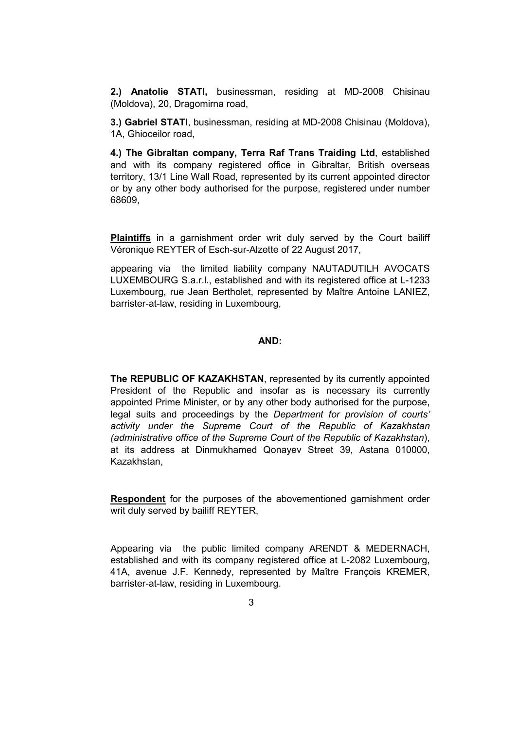**2.) Anatolie STATI,** businessman, residing at MD-2008 Chisinau (Moldova), 20, Dragomirna road,

**3.) Gabriel STATI**, businessman, residing at MD-2008 Chisinau (Moldova), 1A, Ghioceilor road,

**4.) The Gibraltan company, Terra Raf Trans Traiding Ltd**, established and with its company registered office in Gibraltar, British overseas territory, 13/1 Line Wall Road, represented by its current appointed director or by any other body authorised for the purpose, registered under number 68609,

**Plaintiffs** in a garnishment order writ duly served by the Court bailiff Véronique REYTER of Esch-sur-Alzette of 22 August 2017,

appearing via the limited liability company NAUTADUTILH AVOCATS LUXEMBOURG S.a.r.l., established and with its registered office at L-1233 Luxembourg, rue Jean Bertholet, represented by Maître Antoine LANIEZ, barrister-at-law, residing in Luxembourg,

**AND:**

**The REPUBLIC OF KAZAKHSTAN**, represented by its currently appointed President of the Republic and insofar as is necessary its currently appointed Prime Minister, or by any other body authorised for the purpose, legal suits and proceedings by the *Department for provision of courts' activity under the Supreme Court of the Republic of Kazakhstan (administrative office of the Supreme Court of the Republic of Kazakhstan*), at its address at Dinmukhamed Qonayev Street 39, Astana 010000, Kazakhstan,

**Respondent** for the purposes of the abovementioned garnishment order writ duly served by bailiff REYTER,

Appearing via the public limited company ARENDT & MEDERNACH, established and with its company registered office at L-2082 Luxembourg, 41A, avenue J.F. Kennedy, represented by Maître François KREMER, barrister-at-law, residing in Luxembourg.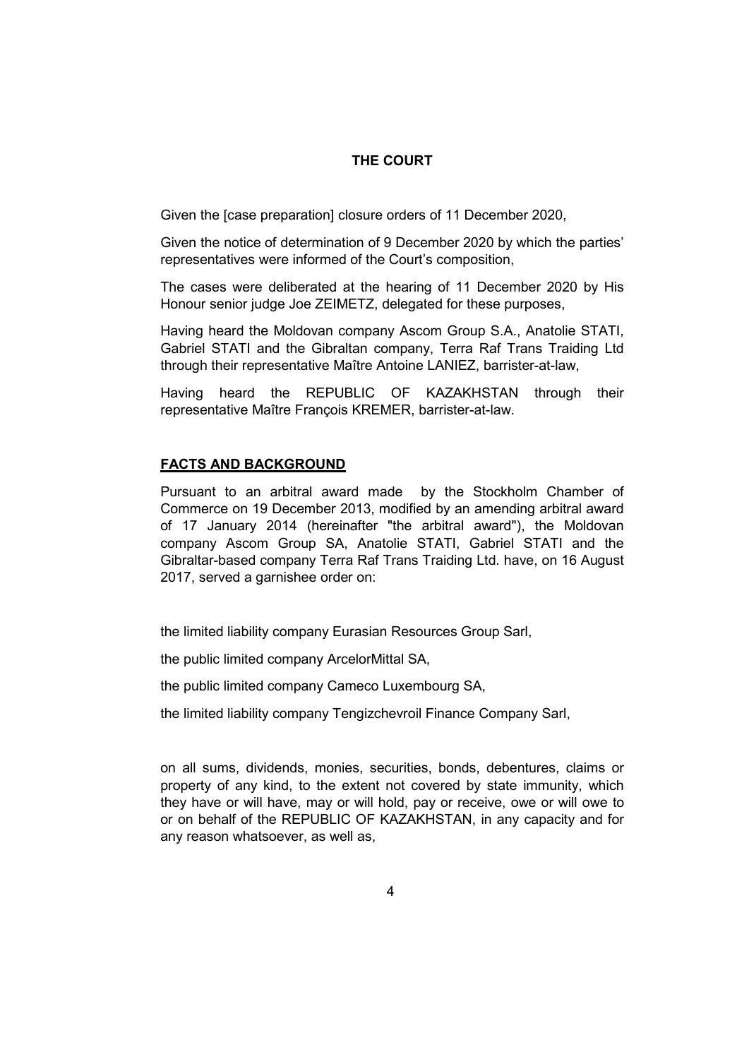**THE COURT**

Given the [case preparation] closure orders of 11 December 2020,

Given the notice of determination of 9 December 2020 by which the parties' representatives were informed of the Court's composition,

The cases were deliberated at the hearing of 11 December 2020 by His Honour senior judge Joe ZEIMETZ, delegated for these purposes,

Having heard the Moldovan company Ascom Group S.A., Anatolie STATI, Gabriel STATI and the Gibraltan company, Terra Raf Trans Traiding Ltd through their representative Maître Antoine LANIEZ, barrister-at-law,

Having heard the REPUBLIC OF KAZAKHSTAN through their representative Maître François KREMER, barrister-at-law.

**FACTS AND BACKGROUND**

Pursuant to an arbitral award made by the Stockholm Chamber of Commerce on 19 December 2013, modified by an amending arbitral award of 17 January 2014 (hereinafter "the arbitral award"), the Moldovan company Ascom Group SA, Anatolie STATI, Gabriel STATI and the Gibraltar-based company Terra Raf Trans Traiding Ltd. have, on 16 August 2017, served a garnishee order on:

the limited liability company Eurasian Resources Group Sarl,

the public limited company ArcelorMittal SA,

the public limited company Cameco Luxembourg SA,

the limited liability company Tengizchevroil Finance Company Sarl,

on all sums, dividends, monies, securities, bonds, debentures, claims or property of any kind, to the extent not covered by state immunity, which they have or will have, may or will hold, pay or receive, owe or will owe to or on behalf of the REPUBLIC OF KAZAKHSTAN, in any capacity and for any reason whatsoever, as well as,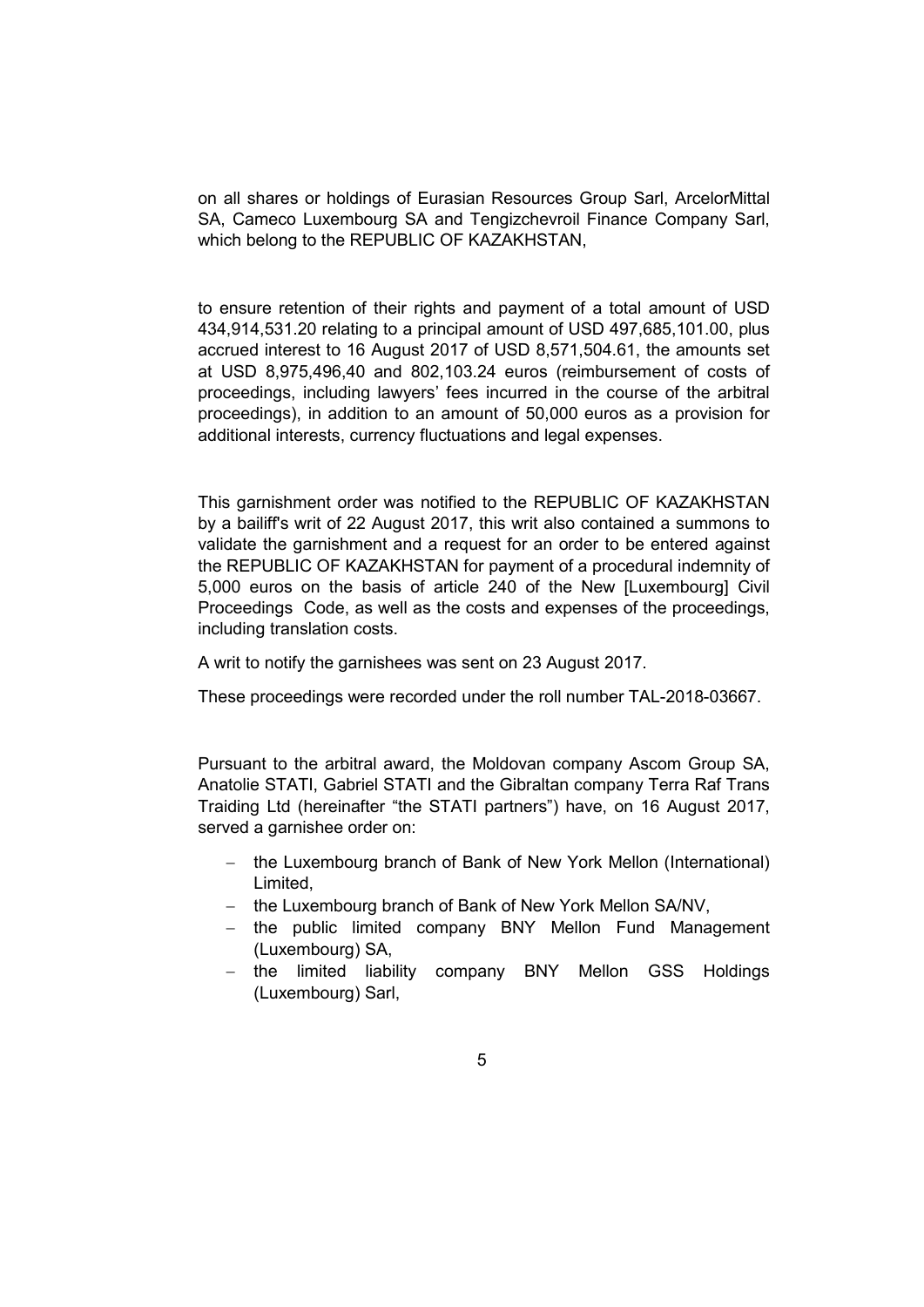on all shares or holdings of Eurasian Resources Group Sarl, ArcelorMittal SA, Cameco Luxembourg SA and Tengizchevroil Finance Company Sarl, which belong to the REPUBLIC OF KAZAKHSTAN,

to ensure retention of their rights and payment of a total amount of USD 434,914,531.20 relating to a principal amount of USD 497,685,101.00, plus accrued interest to 16 August 2017 of USD 8,571,504.61, the amounts set at USD 8,975,496,40 and 802,103.24 euros (reimbursement of costs of proceedings, including lawyers' fees incurred in the course of the arbitral proceedings), in addition to an amount of 50,000 euros as a provision for additional interests, currency fluctuations and legal expenses.

This garnishment order was notified to the REPUBLIC OF KAZAKHSTAN by a bailiff's writ of 22 August 2017, this writ also contained a summons to validate the garnishment and a request for an order to be entered against the REPUBLIC OF KAZAKHSTAN for payment of a procedural indemnity of 5,000 euros on the basis of article 240 of the New [Luxembourg] Civil Proceedings Code, as well as the costs and expenses of the proceedings, including translation costs.

A writ to notify the garnishees was sent on 23 August 2017.

These proceedings were recorded under the roll number TAL-2018-03667.

Pursuant to the arbitral award, the Moldovan company Ascom Group SA, Anatolie STATI, Gabriel STATI and the Gibraltan company Terra Raf Trans Traiding Ltd (hereinafter "the STATI partners") have, on 16 August 2017, served a garnishee order on:

- the Luxembourg branch of Bank of New York Mellon (International) Limited,
- the Luxembourg branch of Bank of New York Mellon SA/NV,
- the public limited company BNY Mellon Fund Management (Luxembourg) SA,
- the limited liability company BNY Mellon GSS Holdings (Luxembourg) Sarl,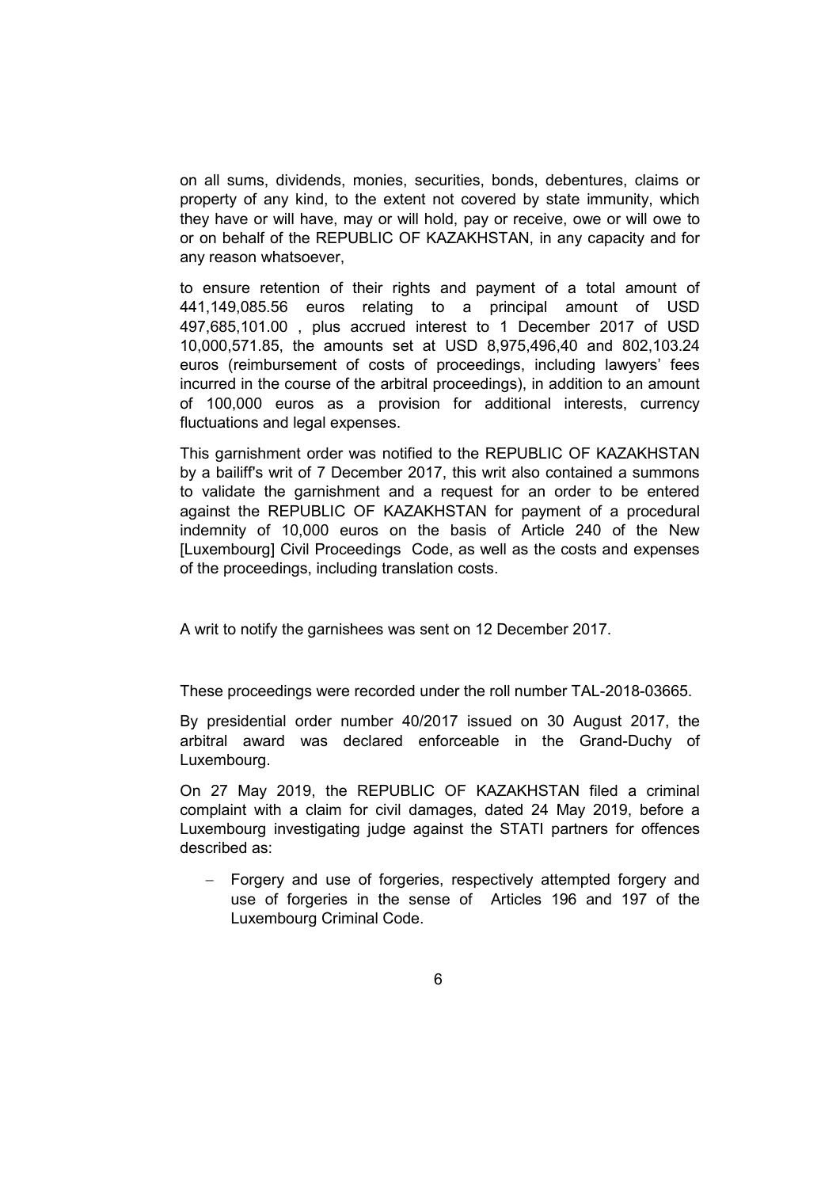on all sums, dividends, monies, securities, bonds, debentures, claims or property of any kind, to the extent not covered by state immunity, which they have or will have, may or will hold, pay or receive, owe or will owe to or on behalf of the REPUBLIC OF KAZAKHSTAN, in any capacity and for any reason whatsoever,

to ensure retention of their rights and payment of a total amount of 441,149,085.56 euros relating to a principal amount of USD 497,685,101.00 , plus accrued interest to 1 December 2017 of USD 10,000,571.85, the amounts set at USD 8,975,496,40 and 802,103.24 euros (reimbursement of costs of proceedings, including lawyers' fees incurred in the course of the arbitral proceedings), in addition to an amount of 100,000 euros as a provision for additional interests, currency fluctuations and legal expenses.

This garnishment order was notified to the REPUBLIC OF KAZAKHSTAN by a bailiff's writ of 7 December 2017, this writ also contained a summons to validate the garnishment and a request for an order to be entered against the REPUBLIC OF KAZAKHSTAN for payment of a procedural indemnity of 10,000 euros on the basis of Article 240 of the New [Luxembourg] Civil Proceedings Code, as well as the costs and expenses of the proceedings, including translation costs.

A writ to notify the garnishees was sent on 12 December 2017.

These proceedings were recorded under the roll number TAL-2018-03665.

By presidential order number 40/2017 issued on 30 August 2017, the arbitral award was declared enforceable in the Grand-Duchy of Luxembourg.

On 27 May 2019, the REPUBLIC OF KAZAKHSTAN filed a criminal complaint with a claim for civil damages, dated 24 May 2019, before a Luxembourg investigating judge against the STATI partners for offences described as:

- Forgery and use of forgeries, respectively attempted forgery and use of forgeries in the sense of Articles 196 and 197 of the Luxembourg Criminal Code.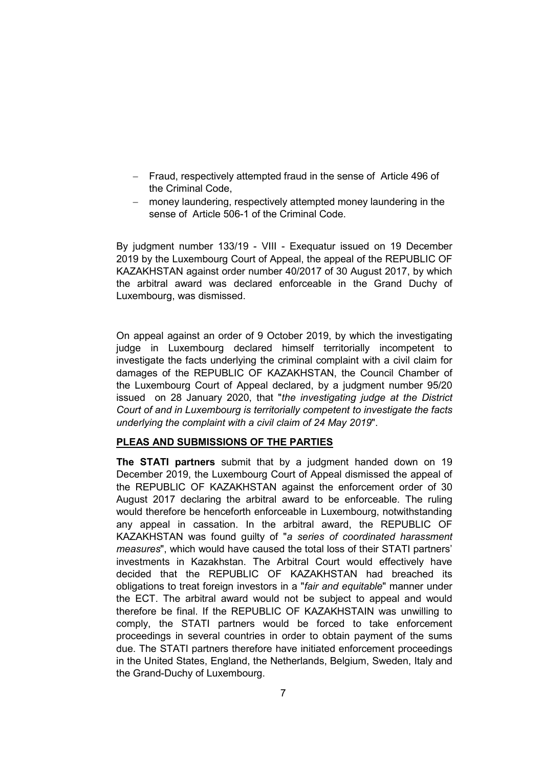- Fraud, respectively attempted fraud in the sense of Article 496 of the Criminal Code,
- money laundering, respectively attempted money laundering in the sense of Article 506-1 of the Criminal Code.

By judgment number 133/19 - VIII - Exequatur issued on 19 December 2019 by the Luxembourg Court of Appeal, the appeal of the REPUBLIC OF KAZAKHSTAN against order number 40/2017 of 30 August 2017, by which the arbitral award was declared enforceable in the Grand Duchy of Luxembourg, was dismissed.

On appeal against an order of 9 October 2019, by which the investigating judge in Luxembourg declared himself territorially incompetent to investigate the facts underlying the criminal complaint with a civil claim for damages of the REPUBLIC OF KAZAKHSTAN, the Council Chamber of the Luxembourg Court of Appeal declared, by a judgment number 95/20 issued on 28 January 2020, that "*the investigating judge at the District Court of and in Luxembourg is territorially competent to investigate the facts underlying the complaint with a civil claim of 24 May 2019*".

**PLEAS AND SUBMISSIONS OF THE PARTIES**

**The STATI partners** submit that by a judgment handed down on 19 December 2019, the Luxembourg Court of Appeal dismissed the appeal of the REPUBLIC OF KAZAKHSTAN against the enforcement order of 30 August 2017 declaring the arbitral award to be enforceable. The ruling would therefore be henceforth enforceable in Luxembourg, notwithstanding any appeal in cassation. In the arbitral award, the REPUBLIC OF KAZAKHSTAN was found guilty of "*a series of coordinated harassment measures*", which would have caused the total loss of their STATI partners' investments in Kazakhstan. The Arbitral Court would effectively have decided that the REPUBLIC OF KAZAKHSTAN had breached its obligations to treat foreign investors in a "*fair and equitable*" manner under the ECT. The arbitral award would not be subject to appeal and would therefore be final. If the REPUBLIC OF KAZAKHSTAIN was unwilling to comply, the STATI partners would be forced to take enforcement proceedings in several countries in order to obtain payment of the sums due. The STATI partners therefore have initiated enforcement proceedings in the United States, England, the Netherlands, Belgium, Sweden, Italy and the Grand-Duchy of Luxembourg.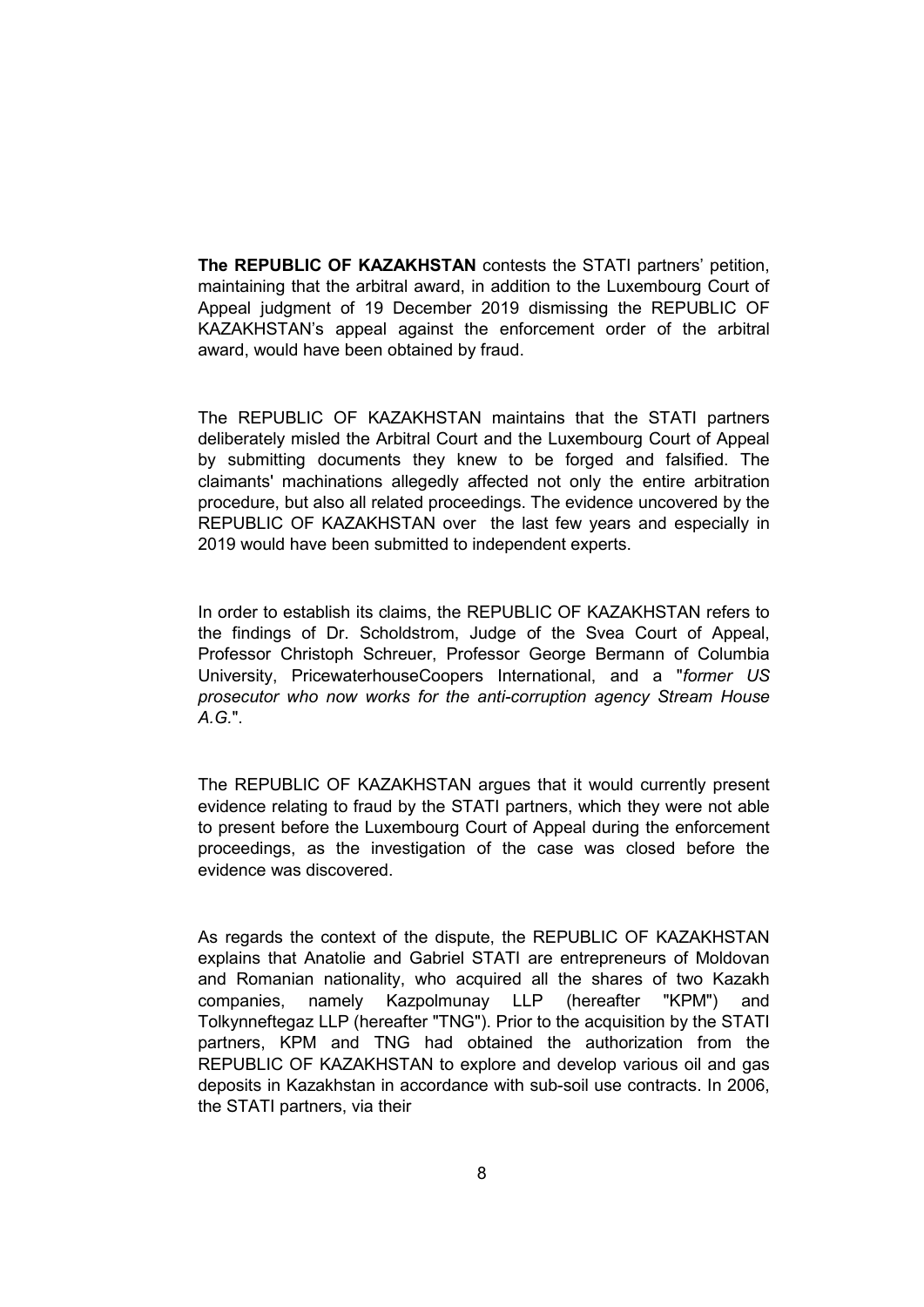**The REPUBLIC OF KAZAKHSTAN** contests the STATI partners' petition, maintaining that the arbitral award, in addition to the Luxembourg Court of Appeal judgment of 19 December 2019 dismissing the REPUBLIC OF KAZAKHSTAN's appeal against the enforcement order of the arbitral award, would have been obtained by fraud.

The REPUBLIC OF KAZAKHSTAN maintains that the STATI partners deliberately misled the Arbitral Court and the Luxembourg Court of Appeal by submitting documents they knew to be forged and falsified. The claimants' machinations allegedly affected not only the entire arbitration procedure, but also all related proceedings. The evidence uncovered by the REPUBLIC OF KAZAKHSTAN over the last few years and especially in 2019 would have been submitted to independent experts.

In order to establish its claims, the REPUBLIC OF KAZAKHSTAN refers to the findings of Dr. Scholdstrom, Judge of the Svea Court of Appeal, Professor Christoph Schreuer, Professor George Bermann of Columbia University, PricewaterhouseCoopers International, and a "*former US prosecutor who now works for the anti-corruption agency Stream House A.G.*".

The REPUBLIC OF KAZAKHSTAN argues that it would currently present evidence relating to fraud by the STATI partners, which they were not able to present before the Luxembourg Court of Appeal during the enforcement proceedings, as the investigation of the case was closed before the evidence was discovered.

As regards the context of the dispute, the REPUBLIC OF KAZAKHSTAN explains that Anatolie and Gabriel STATI are entrepreneurs of Moldovan and Romanian nationality, who acquired all the shares of two Kazakh companies, namely Kazpolmunay LLP (hereafter "KPM") and Tolkynneftegaz LLP (hereafter "TNG"). Prior to the acquisition by the STATI partners, KPM and TNG had obtained the authorization from the REPUBLIC OF KAZAKHSTAN to explore and develop various oil and gas deposits in Kazakhstan in accordance with sub-soil use contracts. In 2006, the STATI partners, via their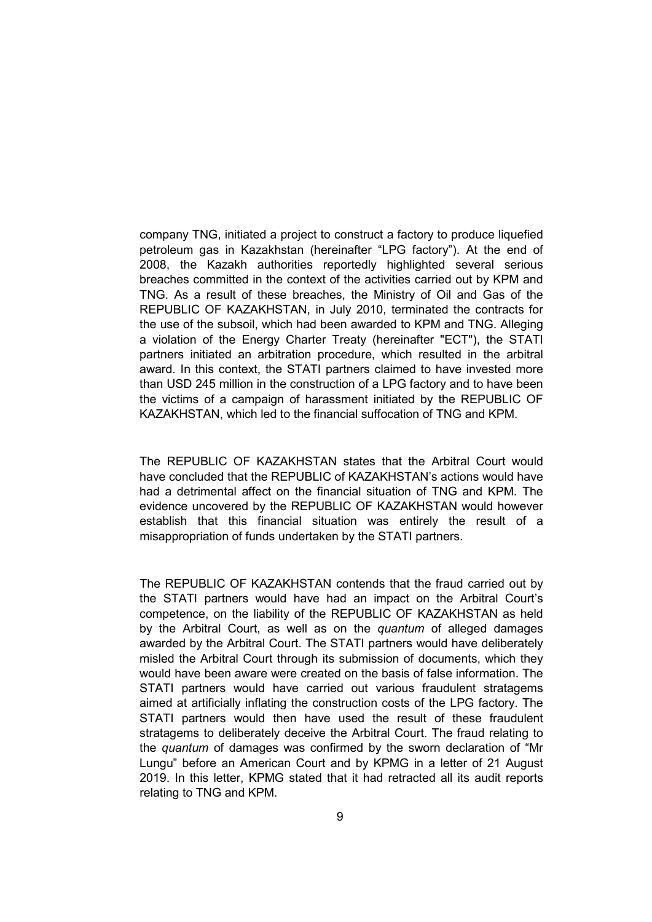company TNG, initiated a project to construct a factory to produce liquefied petroleum gas in Kazakhstan (hereinafter "LPG factory"). At the end of 2008, the Kazakh authorities reportedly highlighted several serious breaches committed in the context of the activities carried out by KPM and TNG. As a result of these breaches, the Ministry of Oil and Gas of the REPUBLIC OF KAZAKHSTAN, in July 2010, terminated the contracts for the use of the subsoil, which had been awarded to KPM and TNG. Alleging a violation of the Energy Charter Treaty (hereinafter "ECT"), the STATI partners initiated an arbitration procedure, which resulted in the arbitral award. In this context, the STATI partners claimed to have invested more than USD 245 million in the construction of a LPG factory and to have been the victims of a campaign of harassment initiated by the REPUBLIC OF KAZAKHSTAN, which led to the financial suffocation of TNG and KPM.

The REPUBLIC OF KAZAKHSTAN states that the Arbitral Court would have concluded that the REPUBLIC of KAZAKHSTAN's actions would have had a detrimental affect on the financial situation of TNG and KPM. The evidence uncovered by the REPUBLIC OF KAZAKHSTAN would however establish that this financial situation was entirely the result of a misappropriation of funds undertaken by the STATI partners.

The REPUBLIC OF KAZAKHSTAN contends that the fraud carried out by the STATI partners would have had an impact on the Arbitral Court's competence, on the liability of the REPUBLIC OF KAZAKHSTAN as held by the Arbitral Court, as well as on the *quantum* of alleged damages awarded by the Arbitral Court. The STATI partners would have deliberately misled the Arbitral Court through its submission of documents, which they would have been aware were created on the basis of false information. The STATI partners would have carried out various fraudulent stratagems aimed at artificially inflating the construction costs of the LPG factory. The STATI partners would then have used the result of these fraudulent stratagems to deliberately deceive the Arbitral Court. The fraud relating to the *quantum* of damages was confirmed by the sworn declaration of "Mr Lungu" before an American Court and by KPMG in a letter of 21 August 2019. In this letter, KPMG stated that it had retracted all its audit reports relating to TNG and KPM.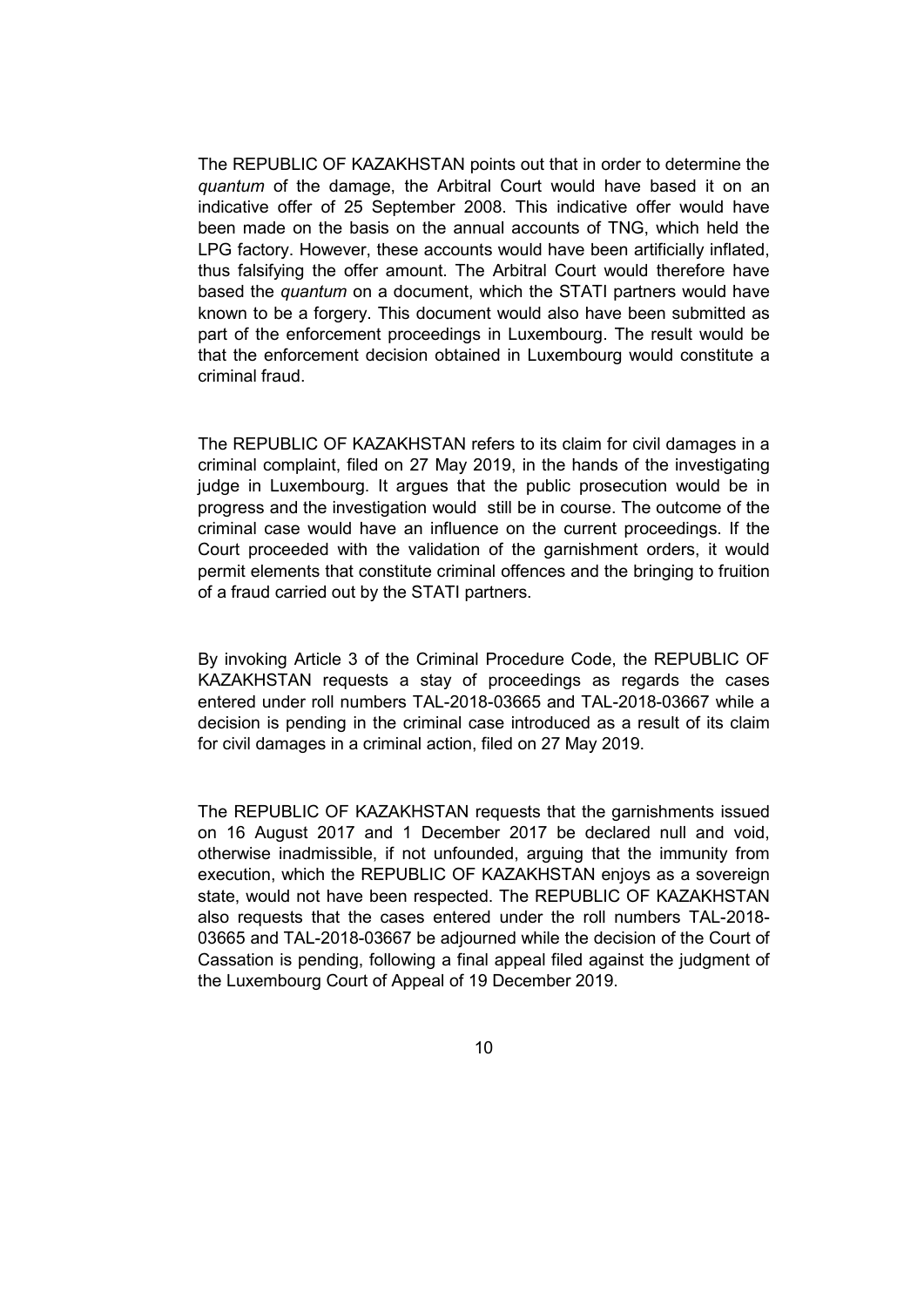The REPUBLIC OF KAZAKHSTAN points out that in order to determine the *quantum* of the damage, the Arbitral Court would have based it on an indicative offer of 25 September 2008. This indicative offer would have been made on the basis on the annual accounts of TNG, which held the LPG factory. However, these accounts would have been artificially inflated, thus falsifying the offer amount. The Arbitral Court would therefore have based the *quantum* on a document, which the STATI partners would have known to be a forgery. This document would also have been submitted as part of the enforcement proceedings in Luxembourg. The result would be that the enforcement decision obtained in Luxembourg would constitute a criminal fraud.

The REPUBLIC OF KAZAKHSTAN refers to its claim for civil damages in a criminal complaint, filed on 27 May 2019, in the hands of the investigating judge in Luxembourg. It argues that the public prosecution would be in progress and the investigation would still be in course. The outcome of the criminal case would have an influence on the current proceedings. If the Court proceeded with the validation of the garnishment orders, it would permit elements that constitute criminal offences and the bringing to fruition of a fraud carried out by the STATI partners.

By invoking Article 3 of the Criminal Procedure Code, the REPUBLIC OF KAZAKHSTAN requests a stay of proceedings as regards the cases entered under roll numbers TAL-2018-03665 and TAL-2018-03667 while a decision is pending in the criminal case introduced as a result of its claim for civil damages in a criminal action, filed on 27 May 2019.

The REPUBLIC OF KAZAKHSTAN requests that the garnishments issued on 16 August 2017 and 1 December 2017 be declared null and void, otherwise inadmissible, if not unfounded, arguing that the immunity from execution, which the REPUBLIC OF KAZAKHSTAN enjoys as a sovereign state, would not have been respected. The REPUBLIC OF KAZAKHSTAN also requests that the cases entered under the roll numbers TAL-2018-03665 and TAL-2018-03667 be adjourned while the decision of the Court of Cassation is pending, following a final appeal filed against the judgment of the Luxembourg Court of Appeal of 19 December 2019.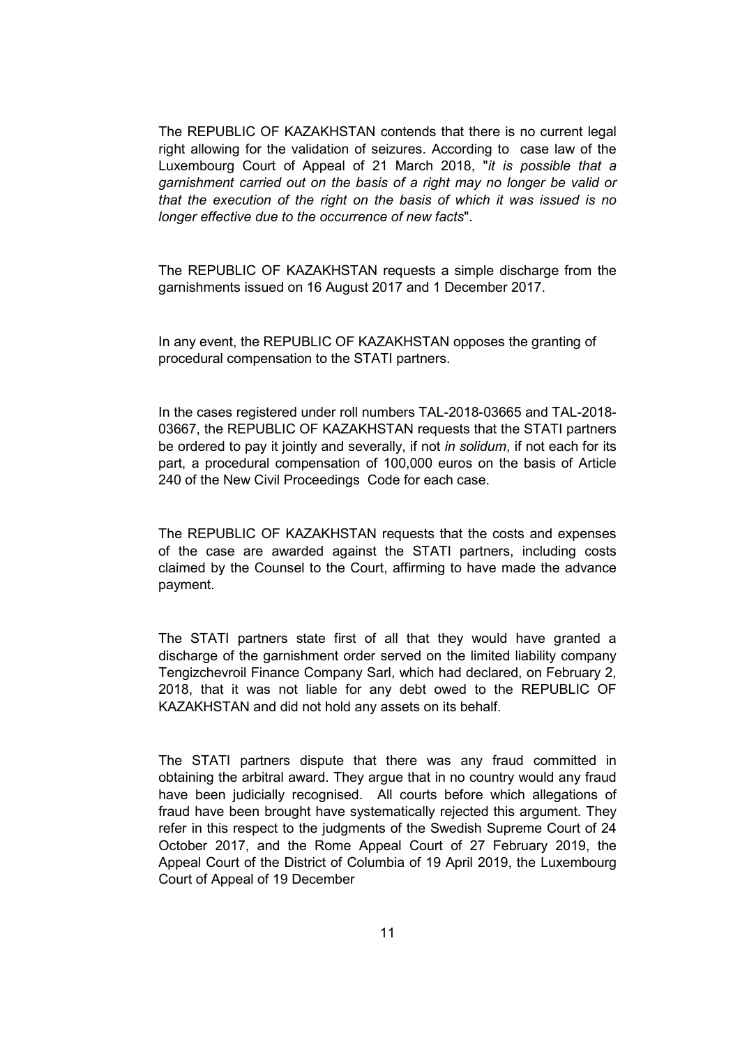The REPUBLIC OF KAZAKHSTAN contends that there is no current legal right allowing for the validation of seizures. According to  case law of the Luxembourg Court of Appeal of 21 March 2018, "*it is possible that a garnishment carried out on the basis of a right may no longer be valid or that the execution of the right on the basis of which it was issued is no longer effective due to the occurrence of new facts*".

The REPUBLIC OF KAZAKHSTAN requests a simple discharge from the garnishments issued on 16 August 2017 and 1 December 2017.

In any event, the REPUBLIC OF KAZAKHSTAN opposes the granting of procedural compensation to the STATI partners.

In the cases registered under roll numbers TAL-2018-03665 and TAL-2018-03667, the REPUBLIC OF KAZAKHSTAN requests that the STATI partners be ordered to pay it jointly and severally, if not *in solidum*, if not each for its part, a procedural compensation of 100,000 euros on the basis of Article 240 of the New Civil Proceedings  Code for each case.

The REPUBLIC OF KAZAKHSTAN requests that the costs and expenses of the case are awarded against the STATI partners, including costs claimed by the Counsel to the Court, affirming to have made the advance payment.

The STATI partners state first of all that they would have granted a discharge of the garnishment order served on the limited liability company Tengizchevroil Finance Company Sarl, which had declared, on February 2, 2018, that it was not liable for any debt owed to the REPUBLIC OF KAZAKHSTAN and did not hold any assets on its behalf.

The STATI partners dispute that there was any fraud committed in obtaining the arbitral award. They argue that in no country would any fraud have been judicially recognised.  All courts before which allegations of fraud have been brought have systematically rejected this argument. They refer in this respect to the judgments of the Swedish Supreme Court of 24 October 2017, and the Rome Appeal Court of 27 February 2019, the Appeal Court of the District of Columbia of 19 April 2019, the Luxembourg Court of Appeal of 19 December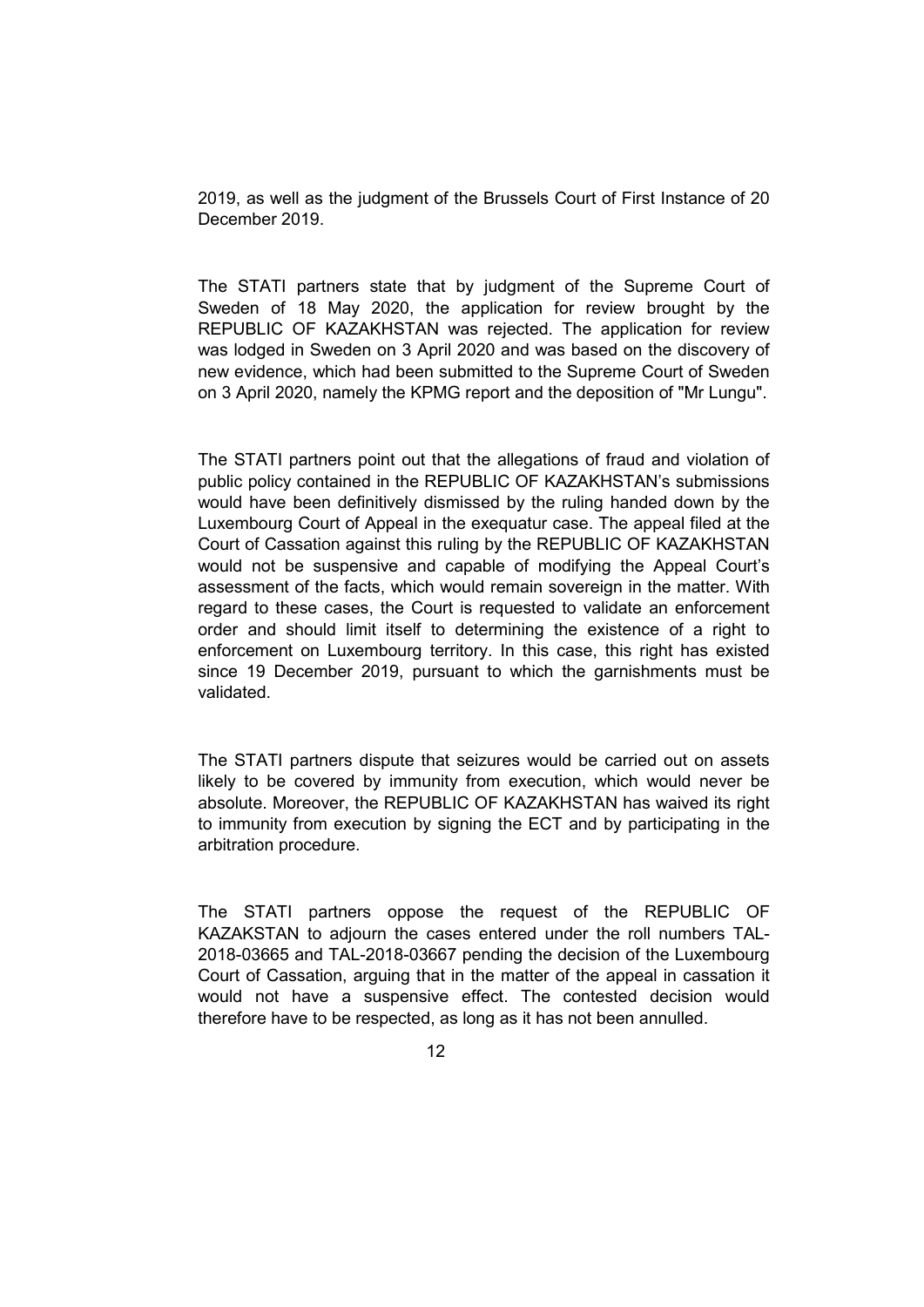2019, as well as the judgment of the Brussels Court of First Instance of 20 December 2019.

The STATI partners state that by judgment of the Supreme Court of Sweden of 18 May 2020, the application for review brought by the REPUBLIC OF KAZAKHSTAN was rejected. The application for review was lodged in Sweden on 3 April 2020 and was based on the discovery of new evidence, which had been submitted to the Supreme Court of Sweden on 3 April 2020, namely the KPMG report and the deposition of "Mr Lungu".

The STATI partners point out that the allegations of fraud and violation of public policy contained in the REPUBLIC OF KAZAKHSTAN's submissions would have been definitively dismissed by the ruling handed down by the Luxembourg Court of Appeal in the exequatur case. The appeal filed at the Court of Cassation against this ruling by the REPUBLIC OF KAZAKHSTAN would not be suspensive and capable of modifying the Appeal Court's assessment of the facts, which would remain sovereign in the matter. With regard to these cases, the Court is requested to validate an enforcement order and should limit itself to determining the existence of a right to enforcement on Luxembourg territory. In this case, this right has existed since 19 December 2019, pursuant to which the garnishments must be validated.

The STATI partners dispute that seizures would be carried out on assets likely to be covered by immunity from execution, which would never be absolute. Moreover, the REPUBLIC OF KAZAKHSTAN has waived its right to immunity from execution by signing the ECT and by participating in the arbitration procedure.

The STATI partners oppose the request of the REPUBLIC OF KAZAKSTAN to adjourn the cases entered under the roll numbers TAL-2018-03665 and TAL-2018-03667 pending the decision of the Luxembourg Court of Cassation, arguing that in the matter of the appeal in cassation it would not have a suspensive effect. The contested decision would therefore have to be respected, as long as it has not been annulled.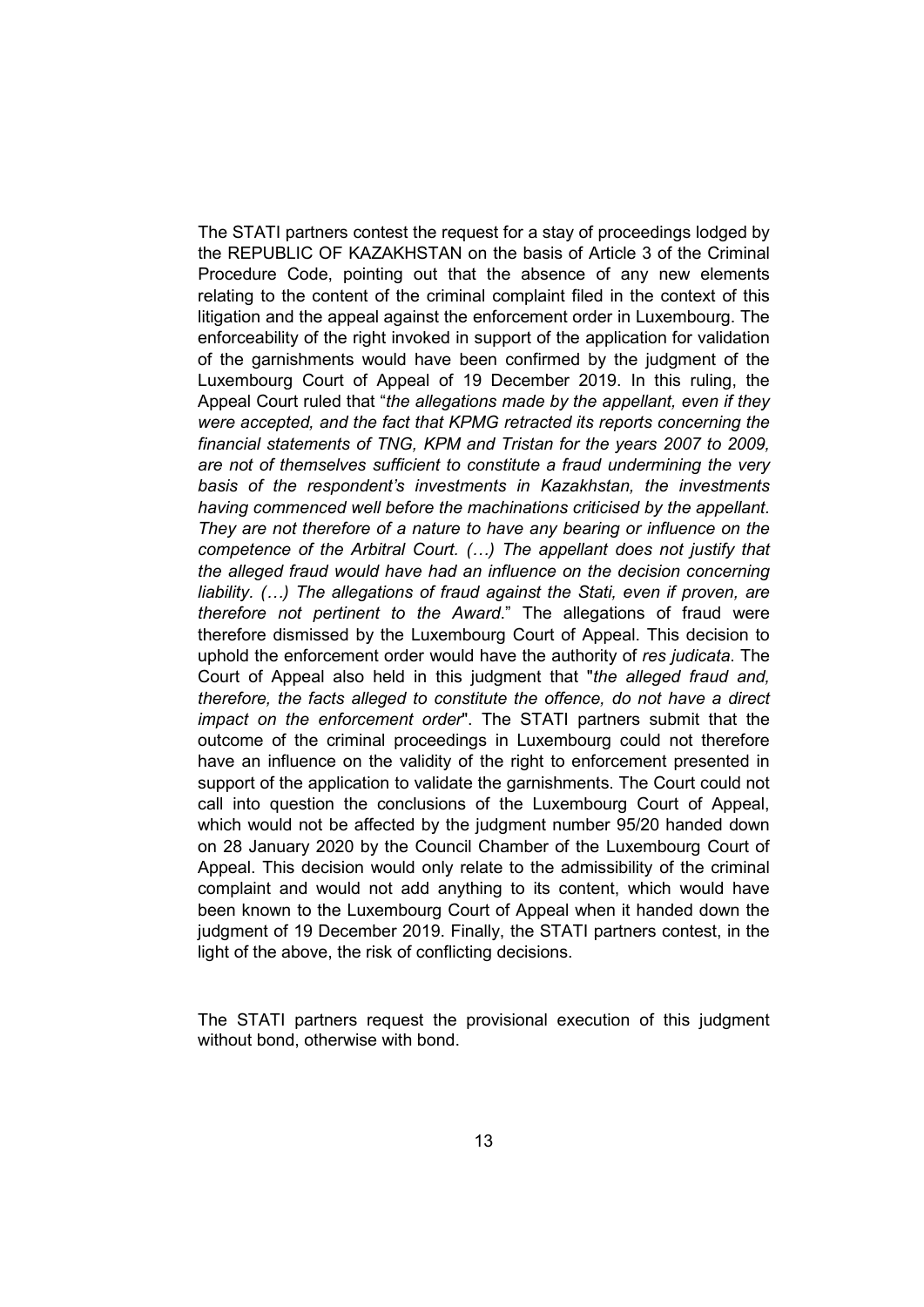The STATI partners contest the request for a stay of proceedings lodged by the REPUBLIC OF KAZAKHSTAN on the basis of Article 3 of the Criminal Procedure Code, pointing out that the absence of any new elements relating to the content of the criminal complaint filed in the context of this litigation and the appeal against the enforcement order in Luxembourg. The enforceability of the right invoked in support of the application for validation of the garnishments would have been confirmed by the judgment of the Luxembourg Court of Appeal of 19 December 2019. In this ruling, the Appeal Court ruled that "*the allegations made by the appellant, even if they were accepted, and the fact that KPMG retracted its reports concerning the financial statements of TNG, KPM and Tristan for the years 2007 to 2009, are not of themselves sufficient to constitute a fraud undermining the very basis of the respondent's investments in Kazakhstan, the investments having commenced well before the machinations criticised by the appellant. They are not therefore of a nature to have any bearing or influence on the competence of the Arbitral Court. (…) The appellant does not justify that the alleged fraud would have had an influence on the decision concerning liability. (…) The allegations of fraud against the Stati, even if proven, are therefore not pertinent to the Award*." The allegations of fraud were therefore dismissed by the Luxembourg Court of Appeal. This decision to uphold the enforcement order would have the authority of *res judicata*. The Court of Appeal also held in this judgment that "*the alleged fraud and, therefore, the facts alleged to constitute the offence, do not have a direct impact on the enforcement order*". The STATI partners submit that the outcome of the criminal proceedings in Luxembourg could not therefore have an influence on the validity of the right to enforcement presented in support of the application to validate the garnishments. The Court could not call into question the conclusions of the Luxembourg Court of Appeal, which would not be affected by the judgment number 95/20 handed down on 28 January 2020 by the Council Chamber of the Luxembourg Court of Appeal. This decision would only relate to the admissibility of the criminal complaint and would not add anything to its content, which would have been known to the Luxembourg Court of Appeal when it handed down the judgment of 19 December 2019. Finally, the STATI partners contest, in the light of the above, the risk of conflicting decisions.

The STATI partners request the provisional execution of this judgment without bond, otherwise with bond.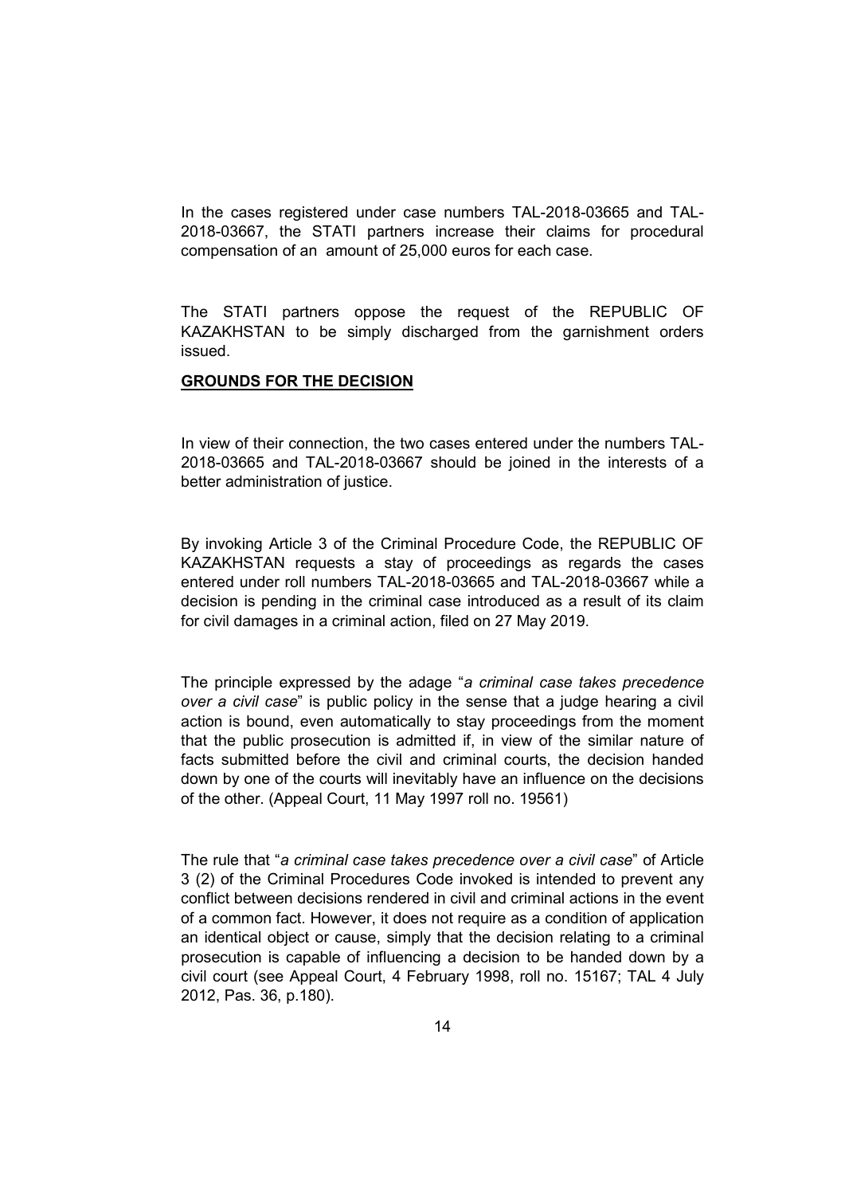In the cases registered under case numbers TAL-2018-03665 and TAL-2018-03667, the STATI partners increase their claims for procedural compensation of an amount of 25,000 euros for each case.

The STATI partners oppose the request of the REPUBLIC OF KAZAKHSTAN to be simply discharged from the garnishment orders issued.

**GROUNDS FOR THE DECISION**

In view of their connection, the two cases entered under the numbers TAL-2018-03665 and TAL-2018-03667 should be joined in the interests of a better administration of justice.

By invoking Article 3 of the Criminal Procedure Code, the REPUBLIC OF KAZAKHSTAN requests a stay of proceedings as regards the cases entered under roll numbers TAL-2018-03665 and TAL-2018-03667 while a decision is pending in the criminal case introduced as a result of its claim for civil damages in a criminal action, filed on 27 May 2019.

The principle expressed by the adage "*a criminal case takes precedence over a civil case*" is public policy in the sense that a judge hearing a civil action is bound, even automatically to stay proceedings from the moment that the public prosecution is admitted if, in view of the similar nature of facts submitted before the civil and criminal courts, the decision handed down by one of the courts will inevitably have an influence on the decisions of the other. (Appeal Court, 11 May 1997 roll no. 19561)

The rule that "*a criminal case takes precedence over a civil case*" of Article 3 (2) of the Criminal Procedures Code invoked is intended to prevent any conflict between decisions rendered in civil and criminal actions in the event of a common fact. However, it does not require as a condition of application an identical object or cause, simply that the decision relating to a criminal prosecution is capable of influencing a decision to be handed down by a civil court (see Appeal Court, 4 February 1998, roll no. 15167; TAL 4 July 2012, Pas. 36, p.180).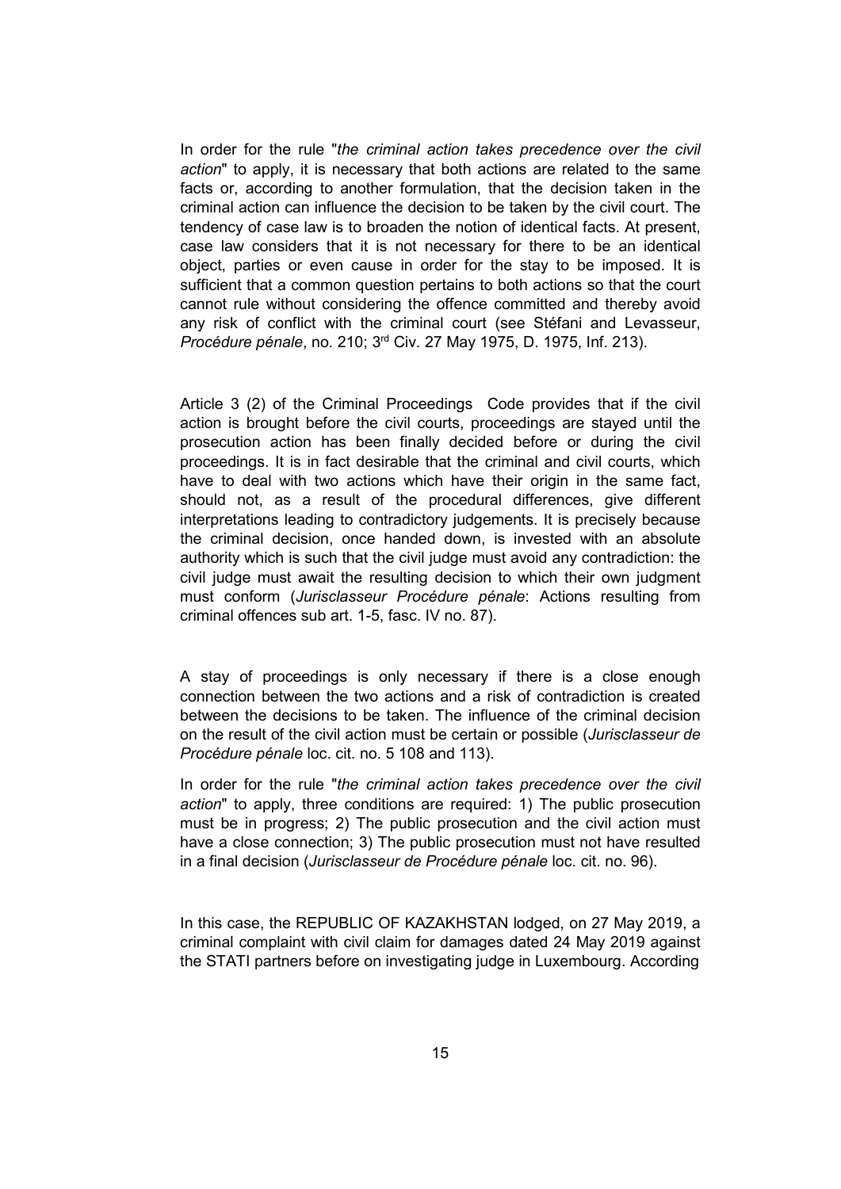In order for the rule "*the criminal action takes precedence over the civil action*" to apply, it is necessary that both actions are related to the same facts or, according to another formulation, that the decision taken in the criminal action can influence the decision to be taken by the civil court. The tendency of case law is to broaden the notion of identical facts. At present, case law considers that it is not necessary for there to be an identical object, parties or even cause in order for the stay to be imposed. It is sufficient that a common question pertains to both actions so that the court cannot rule without considering the offence committed and thereby avoid any risk of conflict with the criminal court (see Stéfani and Levasseur, *Procédure pénale*, no. 210; 3rd Civ. 27 May 1975, D. 1975, Inf. 213).

Article 3 (2) of the Criminal Proceedings Code provides that if the civil action is brought before the civil courts, proceedings are stayed until the prosecution action has been finally decided before or during the civil proceedings. It is in fact desirable that the criminal and civil courts, which have to deal with two actions which have their origin in the same fact, should not, as a result of the procedural differences, give different interpretations leading to contradictory judgements. It is precisely because the criminal decision, once handed down, is invested with an absolute authority which is such that the civil judge must avoid any contradiction: the civil judge must await the resulting decision to which their own judgment must conform (*Jurisclasseur Procédure pénale*: Actions resulting from criminal offences sub art. 1-5, fasc. IV no. 87).

A stay of proceedings is only necessary if there is a close enough connection between the two actions and a risk of contradiction is created between the decisions to be taken. The influence of the criminal decision on the result of the civil action must be certain or possible (*Jurisclasseur de Procédure pénale* loc. cit. no. 5 108 and 113).

In order for the rule "*the criminal action takes precedence over the civil action*" to apply, three conditions are required: 1) The public prosecution must be in progress; 2) The public prosecution and the civil action must have a close connection; 3) The public prosecution must not have resulted in a final decision (*Jurisclasseur de Procédure pénale* loc. cit. no. 96).

In this case, the REPUBLIC OF KAZAKHSTAN lodged, on 27 May 2019, a criminal complaint with civil claim for damages dated 24 May 2019 against the STATI partners before on investigating judge in Luxembourg. According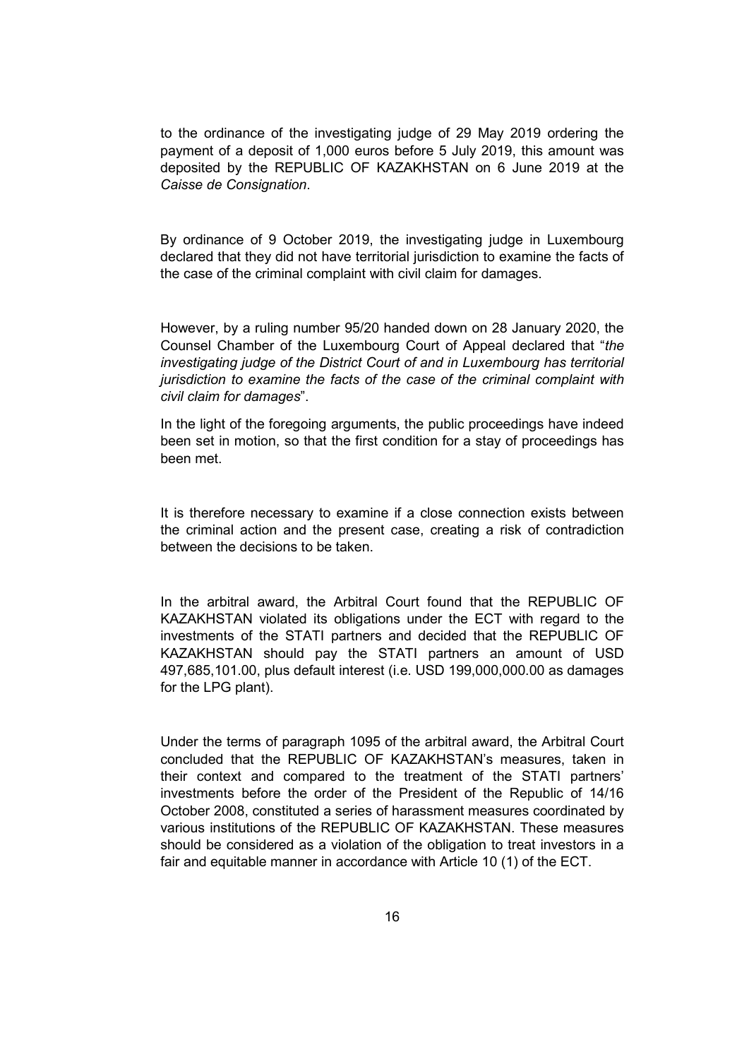to the ordinance of the investigating judge of 29 May 2019 ordering the payment of a deposit of 1,000 euros before 5 July 2019, this amount was deposited by the REPUBLIC OF KAZAKHSTAN on 6 June 2019 at the *Caisse de Consignation*.

By ordinance of 9 October 2019, the investigating judge in Luxembourg declared that they did not have territorial jurisdiction to examine the facts of the case of the criminal complaint with civil claim for damages.

However, by a ruling number 95/20 handed down on 28 January 2020, the Counsel Chamber of the Luxembourg Court of Appeal declared that "*the investigating judge of the District Court of and in Luxembourg has territorial jurisdiction to examine the facts of the case of the criminal complaint with civil claim for damages*".

In the light of the foregoing arguments, the public proceedings have indeed been set in motion, so that the first condition for a stay of proceedings has been met.

It is therefore necessary to examine if a close connection exists between the criminal action and the present case, creating a risk of contradiction between the decisions to be taken.

In the arbitral award, the Arbitral Court found that the REPUBLIC OF KAZAKHSTAN violated its obligations under the ECT with regard to the investments of the STATI partners and decided that the REPUBLIC OF KAZAKHSTAN should pay the STATI partners an amount of USD 497,685,101.00, plus default interest (i.e. USD 199,000,000.00 as damages for the LPG plant).

Under the terms of paragraph 1095 of the arbitral award, the Arbitral Court concluded that the REPUBLIC OF KAZAKHSTAN's measures, taken in their context and compared to the treatment of the STATI partners' investments before the order of the President of the Republic of 14/16 October 2008, constituted a series of harassment measures coordinated by various institutions of the REPUBLIC OF KAZAKHSTAN. These measures should be considered as a violation of the obligation to treat investors in a fair and equitable manner in accordance with Article 10 (1) of the ECT.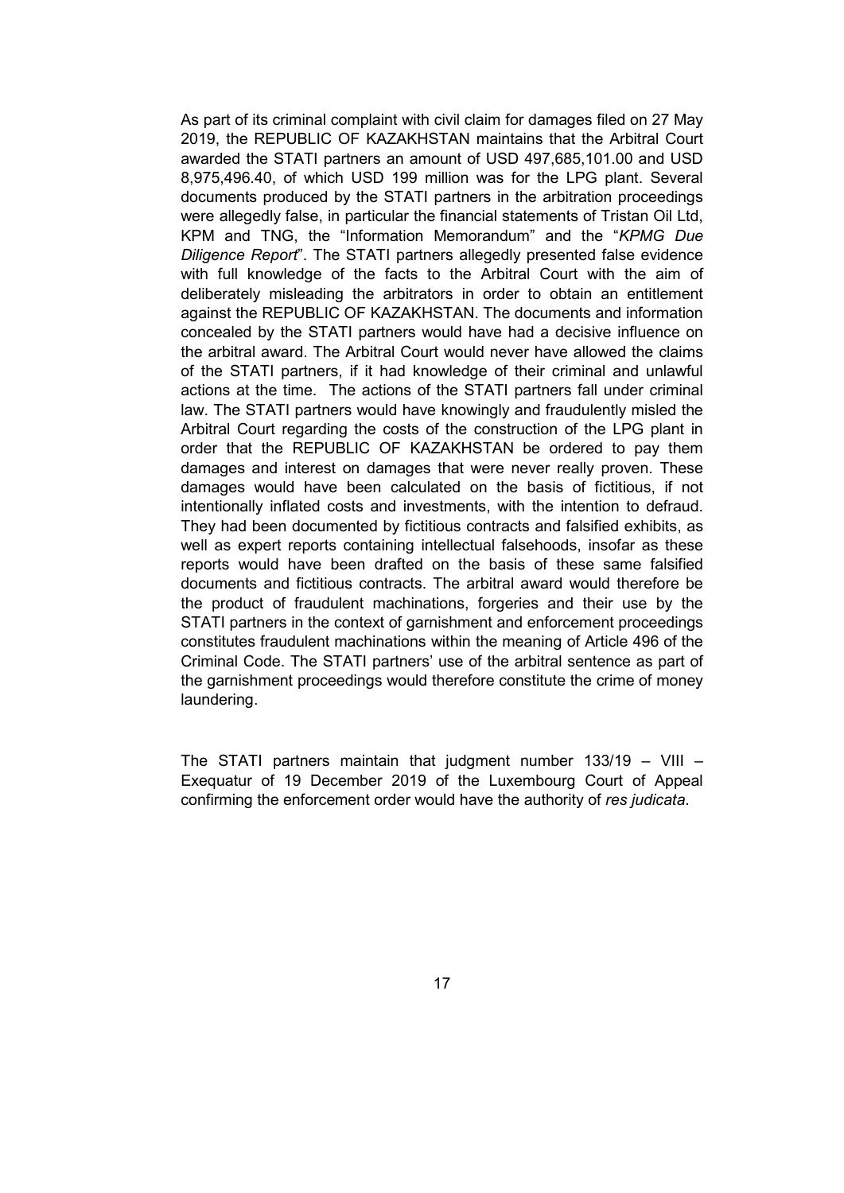As part of its criminal complaint with civil claim for damages filed on 27 May 2019, the REPUBLIC OF KAZAKHSTAN maintains that the Arbitral Court awarded the STATI partners an amount of USD 497,685,101.00 and USD 8,975,496.40, of which USD 199 million was for the LPG plant. Several documents produced by the STATI partners in the arbitration proceedings were allegedly false, in particular the financial statements of Tristan Oil Ltd, KPM and TNG, the "Information Memorandum" and the "*KPMG Due Diligence Report*". The STATI partners allegedly presented false evidence with full knowledge of the facts to the Arbitral Court with the aim of deliberately misleading the arbitrators in order to obtain an entitlement against the REPUBLIC OF KAZAKHSTAN. The documents and information concealed by the STATI partners would have had a decisive influence on the arbitral award. The Arbitral Court would never have allowed the claims of the STATI partners, if it had knowledge of their criminal and unlawful actions at the time. The actions of the STATI partners fall under criminal law. The STATI partners would have knowingly and fraudulently misled the Arbitral Court regarding the costs of the construction of the LPG plant in order that the REPUBLIC OF KAZAKHSTAN be ordered to pay them damages and interest on damages that were never really proven. These damages would have been calculated on the basis of fictitious, if not intentionally inflated costs and investments, with the intention to defraud. They had been documented by fictitious contracts and falsified exhibits, as well as expert reports containing intellectual falsehoods, insofar as these reports would have been drafted on the basis of these same falsified documents and fictitious contracts. The arbitral award would therefore be the product of fraudulent machinations, forgeries and their use by the STATI partners in the context of garnishment and enforcement proceedings constitutes fraudulent machinations within the meaning of Article 496 of the Criminal Code. The STATI partners' use of the arbitral sentence as part of the garnishment proceedings would therefore constitute the crime of money laundering.

The STATI partners maintain that judgment number 133/19 – VIII – Exequatur of 19 December 2019 of the Luxembourg Court of Appeal confirming the enforcement order would have the authority of *res judicata*.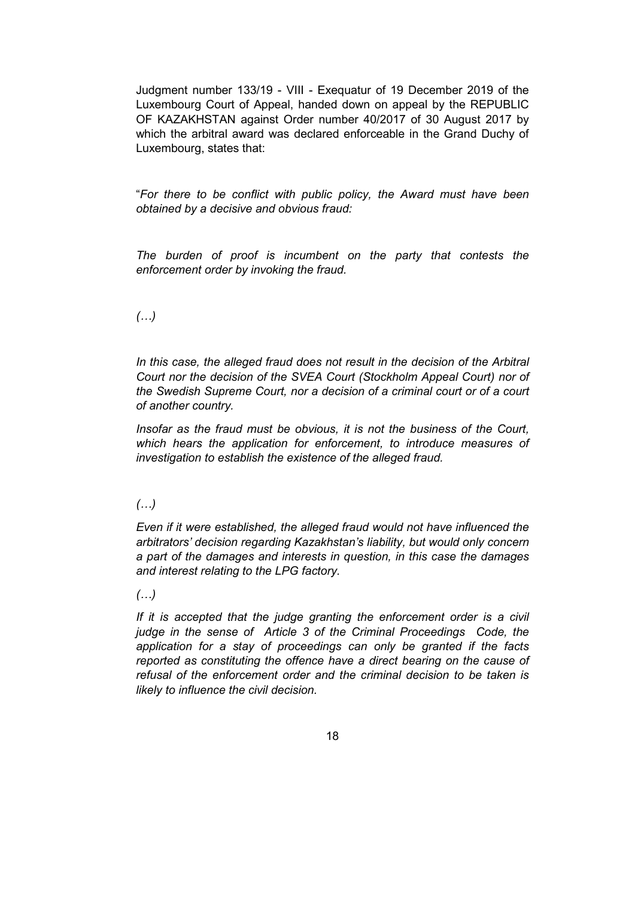Judgment number 133/19 - VIII - Exequatur of 19 December 2019 of the Luxembourg Court of Appeal, handed down on appeal by the REPUBLIC OF KAZAKHSTAN against Order number 40/2017 of 30 August 2017 by which the arbitral award was declared enforceable in the Grand Duchy of Luxembourg, states that:

"*For there to be conflict with public policy, the Award must have been obtained by a decisive and obvious fraud:*

*The burden of proof is incumbent on the party that contests the enforcement order by invoking the fraud.*

*(…)*

*In this case, the alleged fraud does not result in the decision of the Arbitral Court nor the decision of the SVEA Court (Stockholm Appeal Court) nor of the Swedish Supreme Court, nor a decision of a criminal court or of a court of another country.*

*Insofar as the fraud must be obvious, it is not the business of the Court, which hears the application for enforcement, to introduce measures of investigation to establish the existence of the alleged fraud.*

*(…)*

*Even if it were established, the alleged fraud would not have influenced the arbitrators' decision regarding Kazakhstan's liability, but would only concern a part of the damages and interests in question, in this case the damages and interest relating to the LPG factory.*

*(…)*

*If it is accepted that the judge granting the enforcement order is a civil judge in the sense of Article 3 of the Criminal Proceedings Code, the application for a stay of proceedings can only be granted if the facts reported as constituting the offence have a direct bearing on the cause of refusal of the enforcement order and the criminal decision to be taken is likely to influence the civil decision.*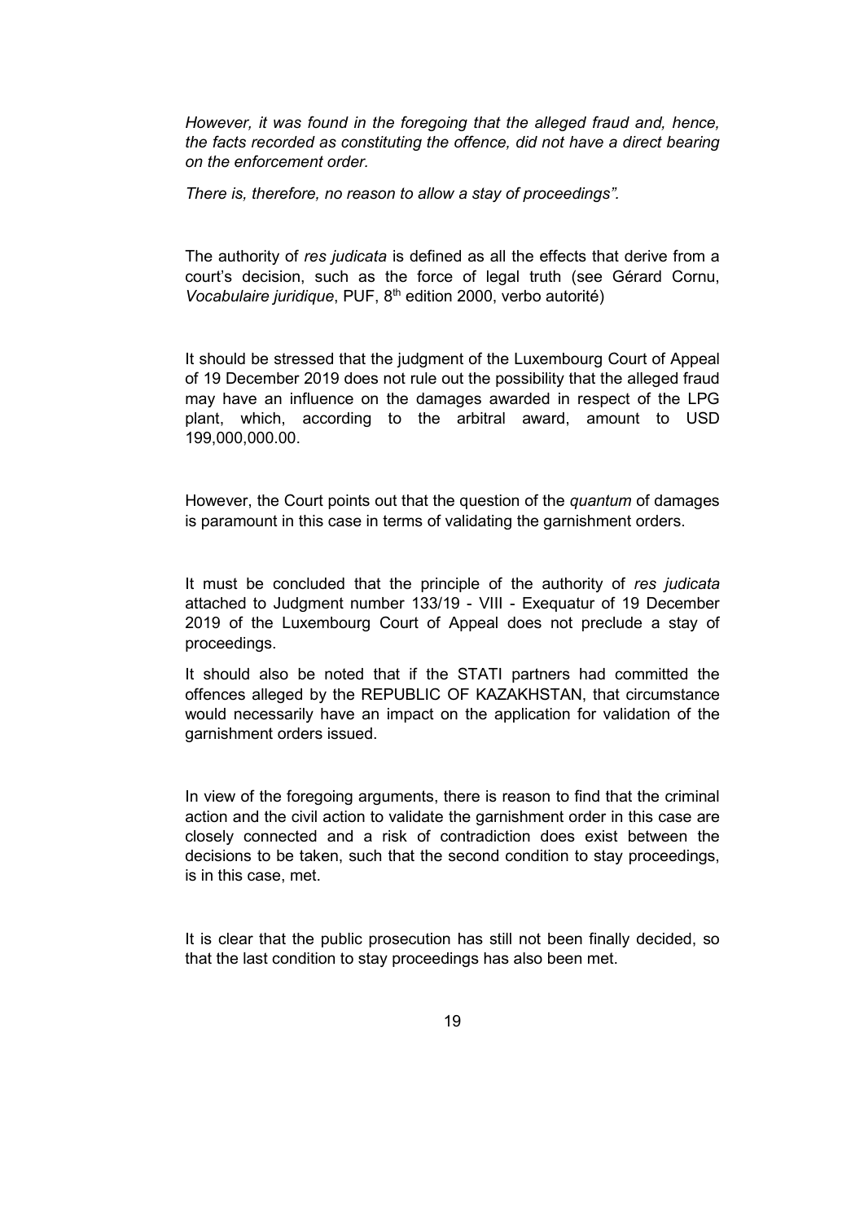*However, it was found in the foregoing that the alleged fraud and, hence, the facts recorded as constituting the offence, did not have a direct bearing on the enforcement order.*

*There is, therefore, no reason to allow a stay of proceedings".*

The authority of *res judicata* is defined as all the effects that derive from a court's decision, such as the force of legal truth (see Gérard Cornu, *Vocabulaire juridique*, PUF, 8th edition 2000, verbo autorité)

It should be stressed that the judgment of the Luxembourg Court of Appeal of 19 December 2019 does not rule out the possibility that the alleged fraud may have an influence on the damages awarded in respect of the LPG plant, which, according to the arbitral award, amount to USD 199,000,000.00.

However, the Court points out that the question of the *quantum* of damages is paramount in this case in terms of validating the garnishment orders.

It must be concluded that the principle of the authority of *res judicata* attached to Judgment number 133/19 - VIII - Exequatur of 19 December 2019 of the Luxembourg Court of Appeal does not preclude a stay of proceedings.

It should also be noted that if the STATI partners had committed the offences alleged by the REPUBLIC OF KAZAKHSTAN, that circumstance would necessarily have an impact on the application for validation of the garnishment orders issued.

In view of the foregoing arguments, there is reason to find that the criminal action and the civil action to validate the garnishment order in this case are closely connected and a risk of contradiction does exist between the decisions to be taken, such that the second condition to stay proceedings, is in this case, met.

It is clear that the public prosecution has still not been finally decided, so that the last condition to stay proceedings has also been met.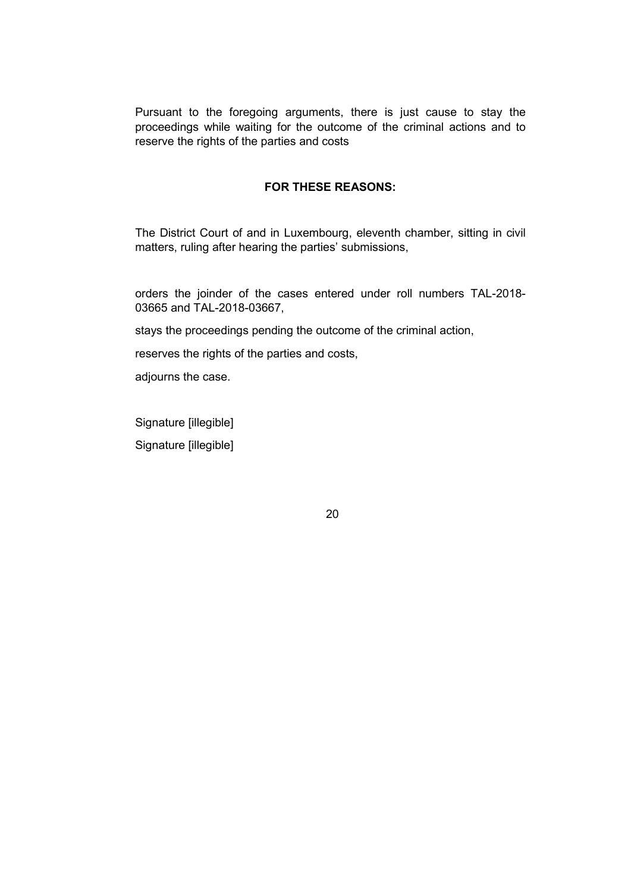Pursuant to the foregoing arguments, there is just cause to stay the proceedings while waiting for the outcome of the criminal actions and to reserve the rights of the parties and costs

**FOR THESE REASONS:**

The District Court of and in Luxembourg, eleventh chamber, sitting in civil matters, ruling after hearing the parties' submissions,

orders the joinder of the cases entered under roll numbers TAL-2018-03665 and TAL-2018-03667,

stays the proceedings pending the outcome of the criminal action,

reserves the rights of the parties and costs,

adjourns the case.

Signature [illegible]

Signature [illegible]